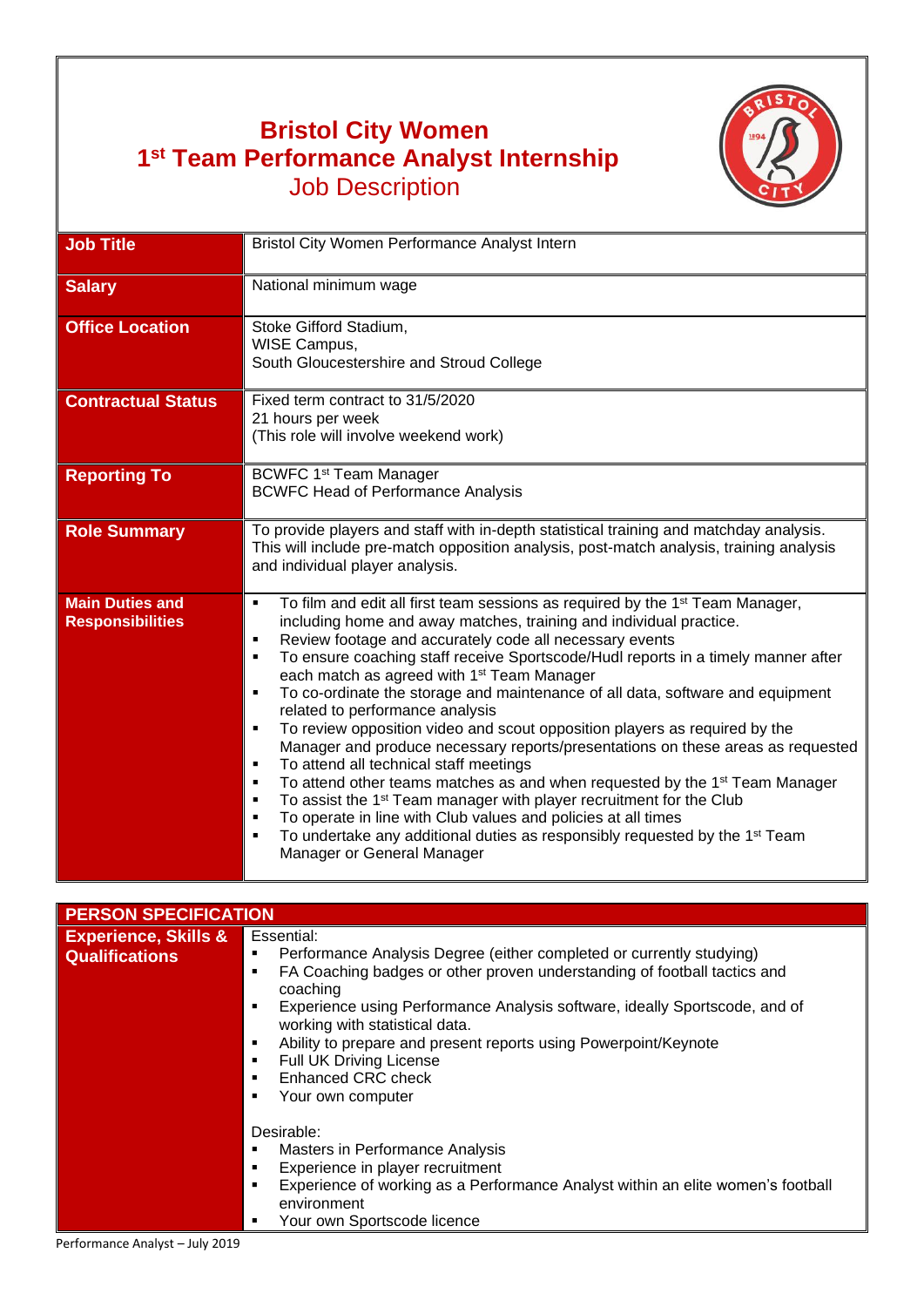# Bristol City Women
## 1st Team Performance Analyst Internship
### Job Description

| | |
|---|---|
| **Job Title** | Bristol City Women Performance Analyst Intern |
| **Salary** | National minimum wage |
| **Office Location** | Stoke Gifford Stadium,<br>WISE Campus,<br>South Gloucestershire and Stroud College |
| **Contractual Status** | Fixed term contract to 31/5/2020<br>21 hours per week<br>(This role will involve weekend work) |
| **Reporting To** | BCWFC 1st Team Manager<br>BCWFC Head of Performance Analysis |
| **Role Summary** | To provide players and staff with in-depth statistical training and matchday analysis. This will include pre-match opposition analysis, post-match analysis, training analysis and individual player analysis. |
| **Main Duties and Responsibilities** | ▪ To film and edit all first team sessions as required by the 1st Team Manager, including home and away matches, training and individual practice.<br>▪ Review footage and accurately code all necessary events<br>▪ To ensure coaching staff receive Sportscode/Hudl reports in a timely manner after each match as agreed with 1st Team Manager<br>▪ To co-ordinate the storage and maintenance of all data, software and equipment related to performance analysis<br>▪ To review opposition video and scout opposition players as required by the Manager and produce necessary reports/presentations on these areas as requested<br>▪ To attend all technical staff meetings<br>▪ To attend other teams matches as and when requested by the 1st Team Manager<br>▪ To assist the 1st Team manager with player recruitment for the Club<br>▪ To operate in line with Club values and policies at all times<br>▪ To undertake any additional duties as responsibly requested by the 1st Team Manager or General Manager |

| **PERSON SPECIFICATION** | |
|---|---|
| **Experience, Skills & Qualifications** | Essential:<br>▪ Performance Analysis Degree (either completed or currently studying)<br>▪ FA Coaching badges or other proven understanding of football tactics and coaching<br>▪ Experience using Performance Analysis software, ideally Sportscode, and of working with statistical data.<br>▪ Ability to prepare and present reports using Powerpoint/Keynote<br>▪ Full UK Driving License<br>▪ Enhanced CRC check<br>▪ Your own computer<br><br>Desirable:<br>▪ Masters in Performance Analysis<br>▪ Experience in player recruitment<br>▪ Experience of working as a Performance Analyst within an elite women's football environment<br>▪ Your own Sportscode licence |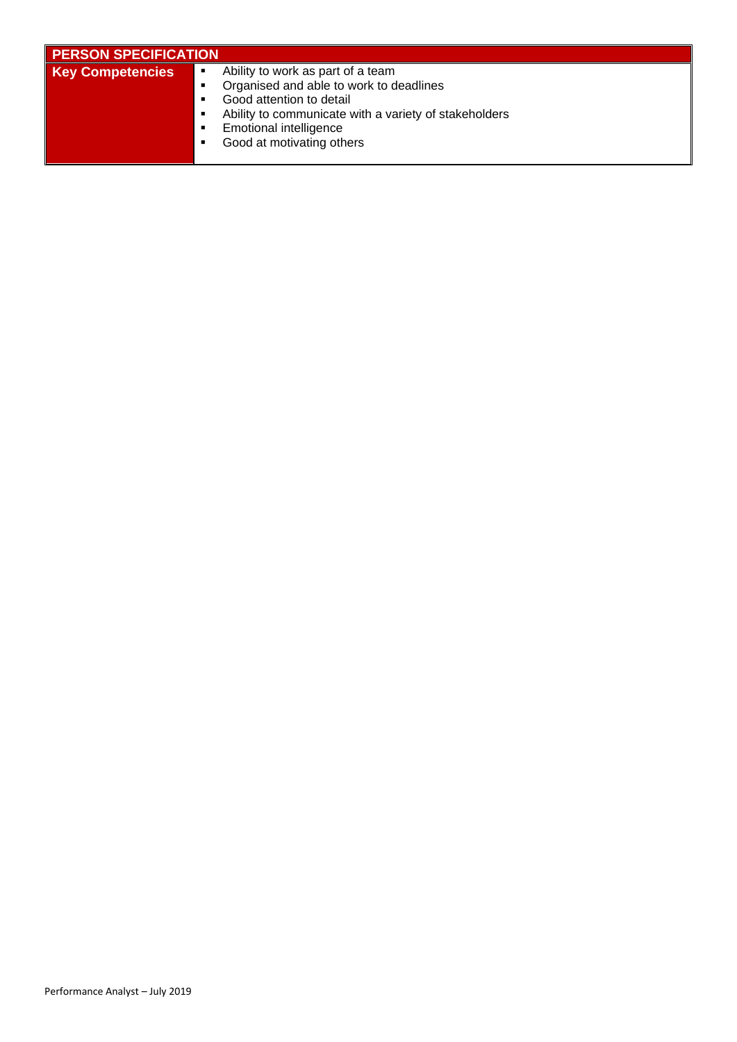| PERSON SPECIFICATION | |
|---|---|
| **Key Competencies** | ▪ Ability to work as part of a team<br>▪ Organised and able to work to deadlines<br>▪ Good attention to detail<br>▪ Ability to communicate with a variety of stakeholders<br>▪ Emotional intelligence<br>▪ Good at motivating others |